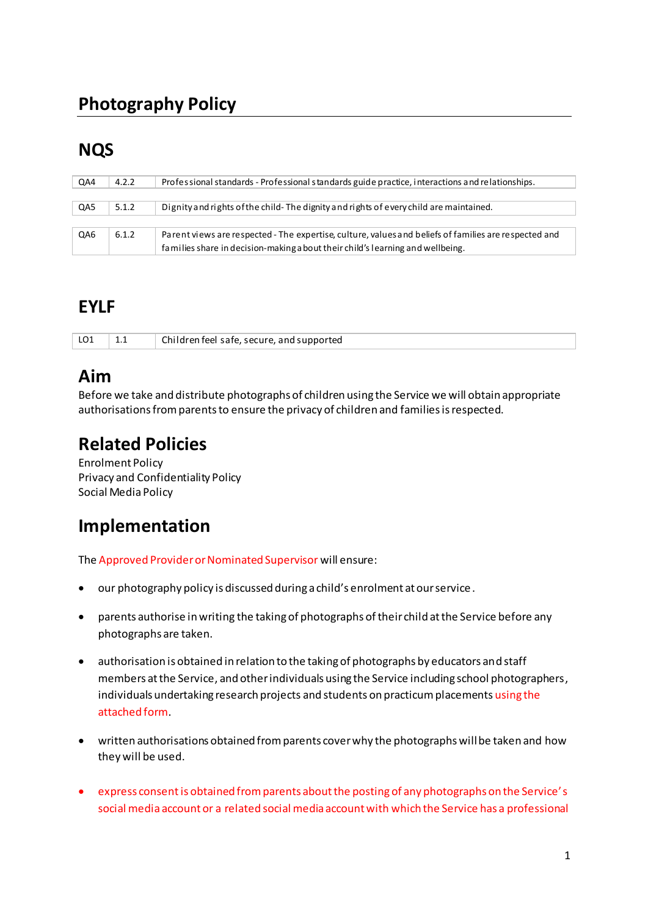# Photography Policy

## NQS

| QA4 | 4.2.2 | Professional standards - Professional standards guide practice, interactions and relationships. |
|---|---|---|
| QA5 | 5.1.2 | Dignity and rights of the child- The dignity and rights of every child are maintained. |
| QA6 | 6.1.2 | Parent views are respected - The expertise, culture, values and beliefs of families are respected and families share in decision-making about their child's learning and wellbeing. |

## EYLF

| LO1 | 1.1 | Children feel safe, secure, and supported |
|---|---|---|

## Aim

Before we take and distribute photographs of children using the Service we will obtain appropriate authorisations from parents to ensure the privacy of children and families is respected.

## Related Policies

Enrolment Policy
Privacy and Confidentiality Policy
Social Media Policy

## Implementation

The Approved Provider or Nominated Supervisor will ensure:

- our photography policy is discussed during a child's enrolment at our service.
- parents authorise in writing the taking of photographs of their child at the Service before any photographs are taken.
- authorisation is obtained in relation to the taking of photographs by educators and staff members at the Service, and other individuals using the Service including school photographers, individuals undertaking research projects and students on practicum placements using the attached form.
- written authorisations obtained from parents cover why the photographs will be taken and how they will be used.
- express consent is obtained from parents about the posting of any photographs on the Service's social media account or a related social media account with which the Service has a professional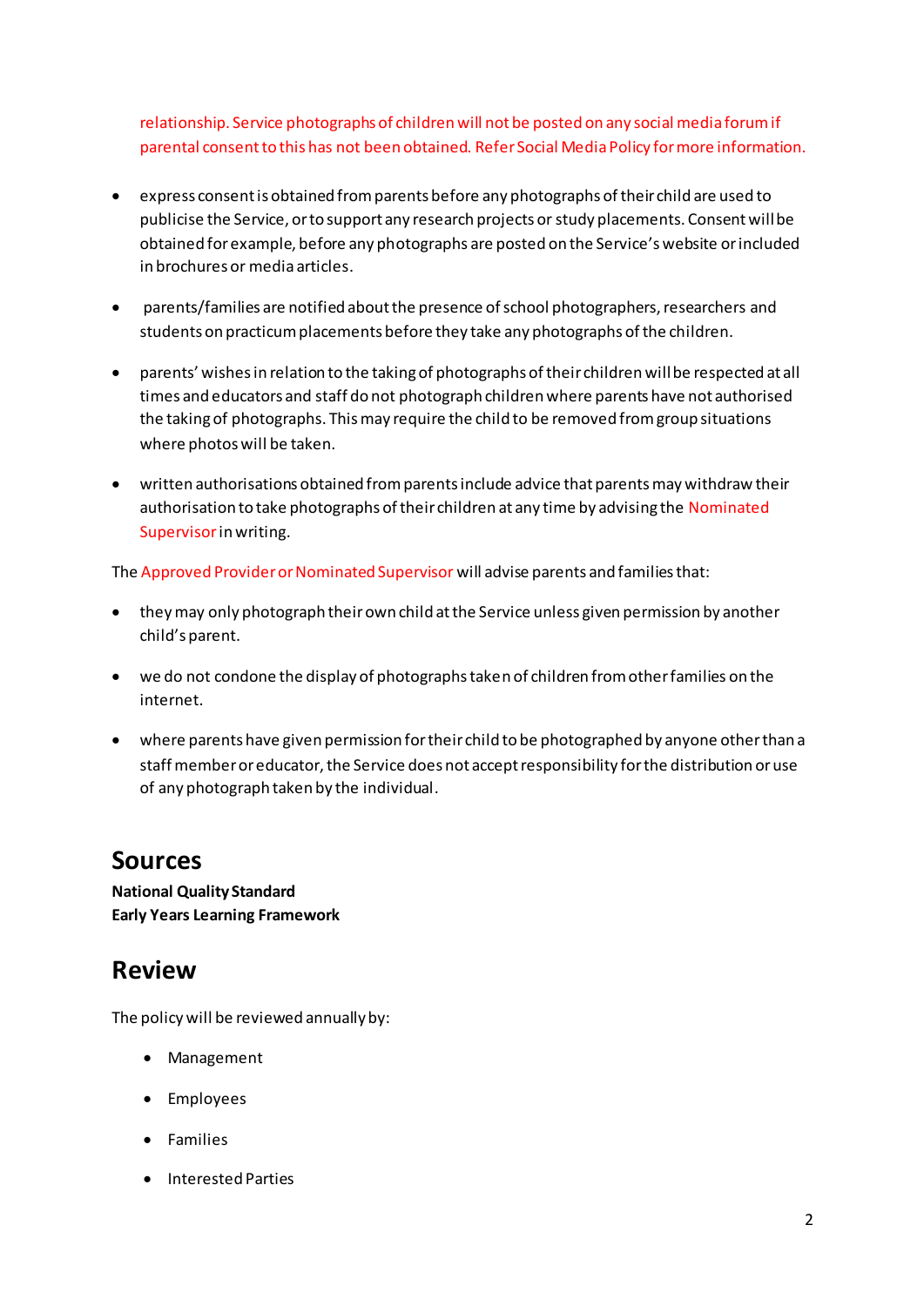relationship. Service photographs of children will not be posted on any social media forum if parental consent to this has not been obtained. Refer Social Media Policy for more information.

- express consent is obtained from parents before any photographs of their child are used to publicise the Service, or to support any research projects or study placements. Consent will be obtained for example, before any photographs are posted on the Service's website or included in brochures or media articles.
- parents/families are notified about the presence of school photographers, researchers and students on practicum placements before they take any photographs of the children.
- parents' wishes in relation to the taking of photographs of their children will be respected at all times and educators and staff do not photograph children where parents have not authorised the taking of photographs. This may require the child to be removed from group situations where photos will be taken.
- written authorisations obtained from parents include advice that parents may withdraw their authorisation to take photographs of their children at any time by advising the Nominated Supervisor in writing.

The Approved Provider or Nominated Supervisor will advise parents and families that:

- they may only photograph their own child at the Service unless given permission by another child's parent.
- we do not condone the display of photographs taken of children from other families on the internet.
- where parents have given permission for their child to be photographed by anyone other than a staff member or educator, the Service does not accept responsibility for the distribution or use of any photograph taken by the individual.

## Sources

**National Quality Standard**
**Early Years Learning Framework**

## Review

The policy will be reviewed annually by:

- Management
- Employees
- Families
- Interested Parties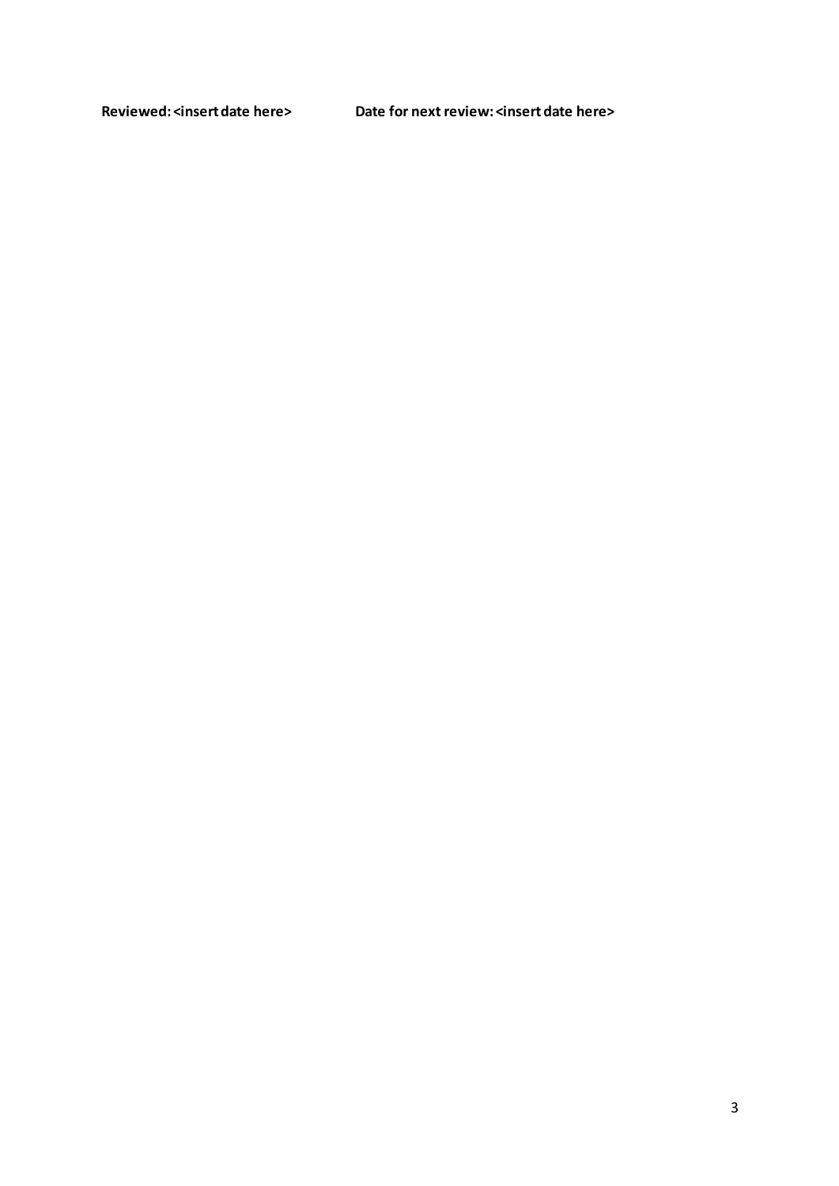**Reviewed: <insert date here>** **Date for next review: <insert date here>**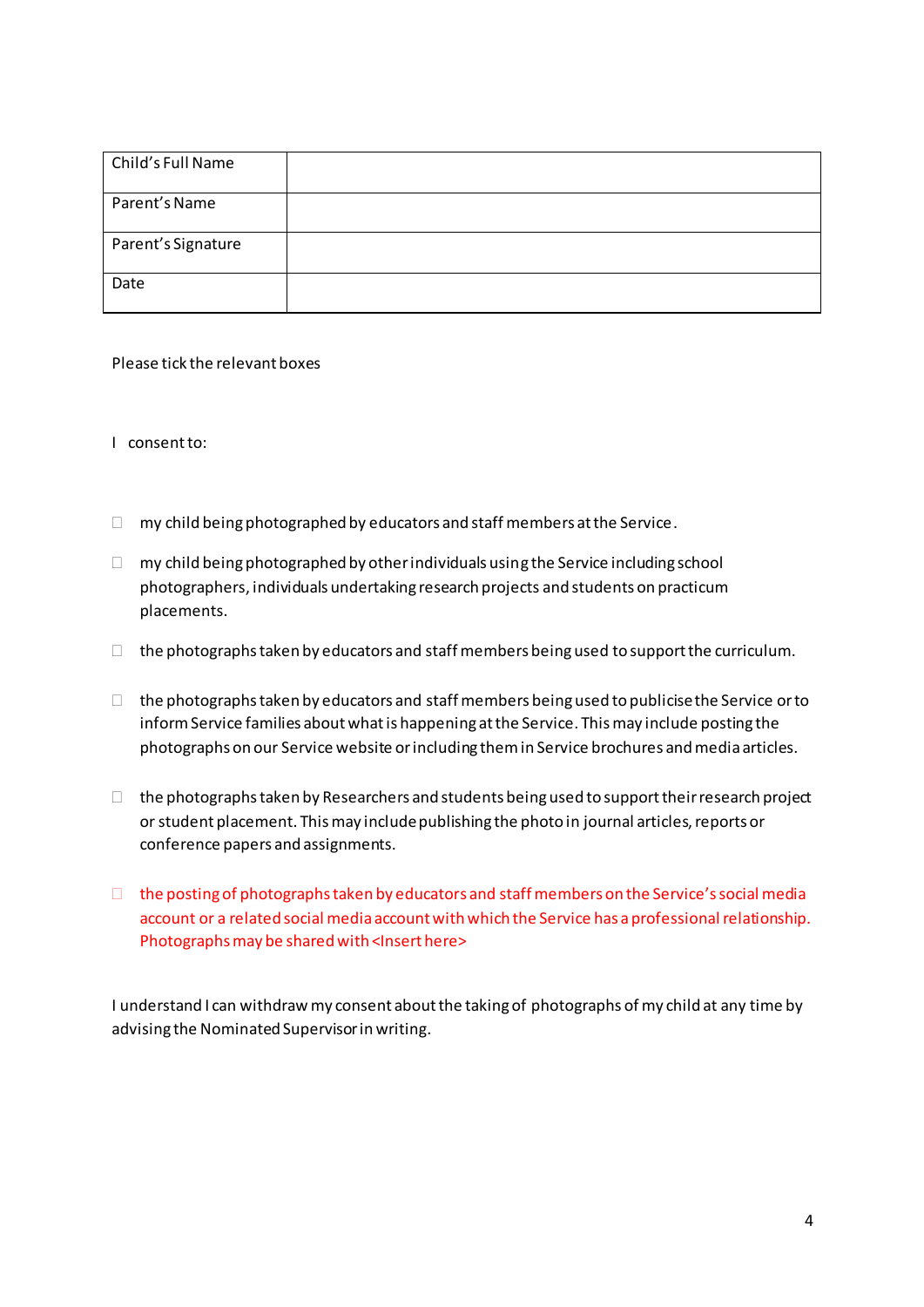| | |
|---|---|
| Child's Full Name | |
| Parent's Name | |
| Parent's Signature | |
| Date | |

Please tick the relevant boxes

I consent to:

- ☐ my child being photographed by educators and staff members at the Service.
- ☐ my child being photographed by other individuals using the Service including school photographers, individuals undertaking research projects and students on practicum placements.
- ☐ the photographs taken by educators and staff members being used to support the curriculum.
- ☐ the photographs taken by educators and staff members being used to publicise the Service or to inform Service families about what is happening at the Service. This may include posting the photographs on our Service website or including them in Service brochures and media articles.
- ☐ the photographs taken by Researchers and students being used to support their research project or student placement. This may include publishing the photo in journal articles, reports or conference papers and assignments.
- ☐ the posting of photographs taken by educators and staff members on the Service's social media account or a related social media account with which the Service has a professional relationship. Photographs may be shared with <Insert here>

I understand I can withdraw my consent about the taking of photographs of my child at any time by advising the Nominated Supervisor in writing.